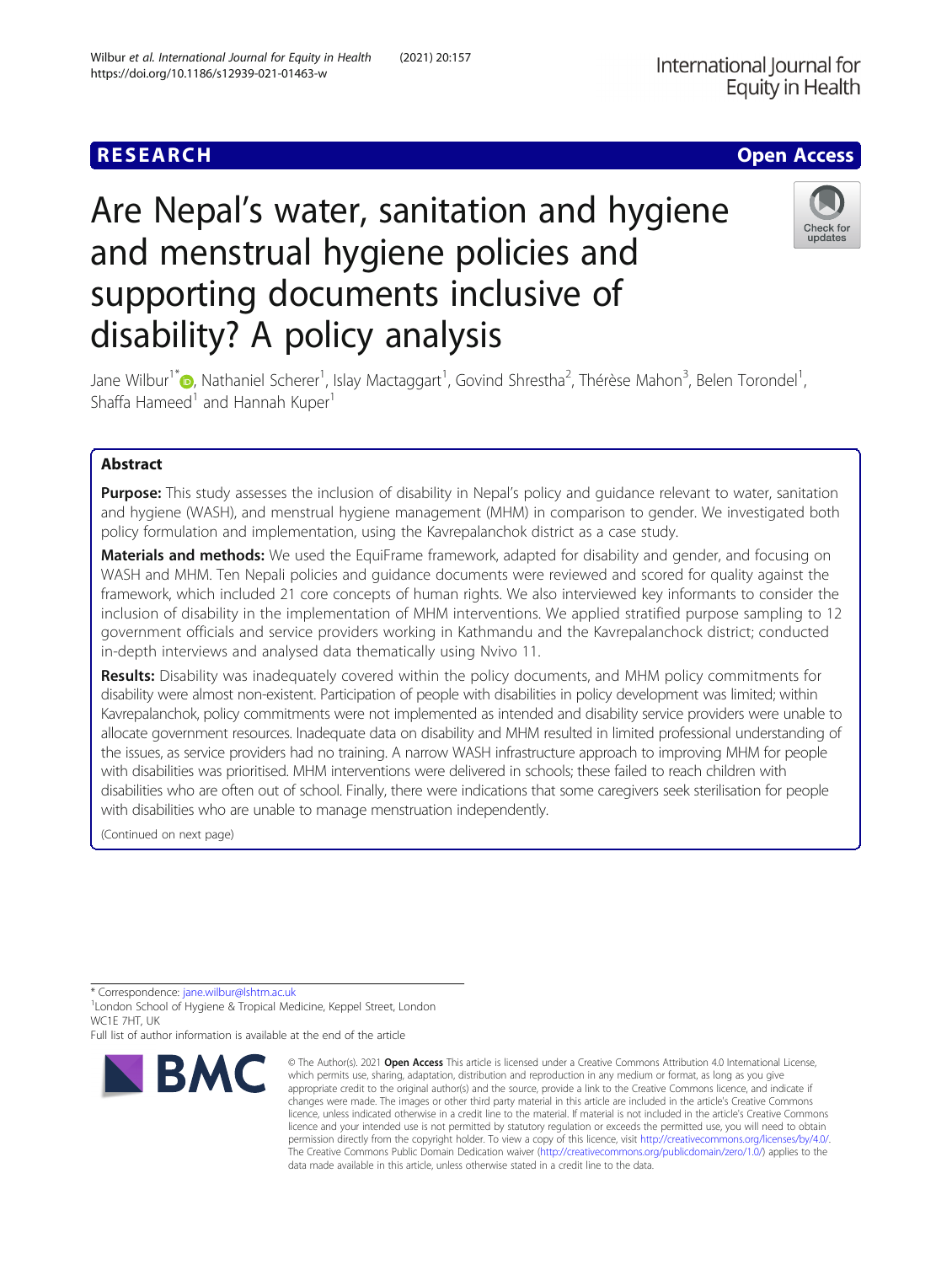RESEARCH

Open Access

# Are Nepal's water, sanitation and hygiene and menstrual hygiene policies and supporting documents inclusive of disability? A policy analysis

Jane Wilbur[1*], Nathaniel Scherer[1], Islay Mactaggart[1], Govind Shrestha[2], Thérèse Mahon[3], Belen Torondel[1], Shaffa Hameed[1] and Hannah Kuper[1]

## Abstract

**Purpose:** This study assesses the inclusion of disability in Nepal's policy and guidance relevant to water, sanitation and hygiene (WASH), and menstrual hygiene management (MHM) in comparison to gender. We investigated both policy formulation and implementation, using the Kavrepalanchok district as a case study.

**Materials and methods:** We used the EquiFrame framework, adapted for disability and gender, and focusing on WASH and MHM. Ten Nepali policies and guidance documents were reviewed and scored for quality against the framework, which included 21 core concepts of human rights. We also interviewed key informants to consider the inclusion of disability in the implementation of MHM interventions. We applied stratified purpose sampling to 12 government officials and service providers working in Kathmandu and the Kavrepalanchock district; conducted in-depth interviews and analysed data thematically using Nvivo 11.

**Results:** Disability was inadequately covered within the policy documents, and MHM policy commitments for disability were almost non-existent. Participation of people with disabilities in policy development was limited; within Kavrepalanchok, policy commitments were not implemented as intended and disability service providers were unable to allocate government resources. Inadequate data on disability and MHM resulted in limited professional understanding of the issues, as service providers had no training. A narrow WASH infrastructure approach to improving MHM for people with disabilities was prioritised. MHM interventions were delivered in schools; these failed to reach children with disabilities who are often out of school. Finally, there were indications that some caregivers seek sterilisation for people with disabilities who are unable to manage menstruation independently.

(Continued on next page)

* Correspondence: jane.wilbur@lshtm.ac.uk
[1]London School of Hygiene & Tropical Medicine, Keppel Street, London WC1E 7HT, UK
Full list of author information is available at the end of the article

© The Author(s). 2021 **Open Access** This article is licensed under a Creative Commons Attribution 4.0 International License, which permits use, sharing, adaptation, distribution and reproduction in any medium or format, as long as you give appropriate credit to the original author(s) and the source, provide a link to the Creative Commons licence, and indicate if changes were made. The images or other third party material in this article are included in the article's Creative Commons licence, unless indicated otherwise in a credit line to the material. If material is not included in the article's Creative Commons licence and your intended use is not permitted by statutory regulation or exceeds the permitted use, you will need to obtain permission directly from the copyright holder. To view a copy of this licence, visit http://creativecommons.org/licenses/by/4.0/. The Creative Commons Public Domain Dedication waiver (http://creativecommons.org/publicdomain/zero/1.0/) applies to the data made available in this article, unless otherwise stated in a credit line to the data.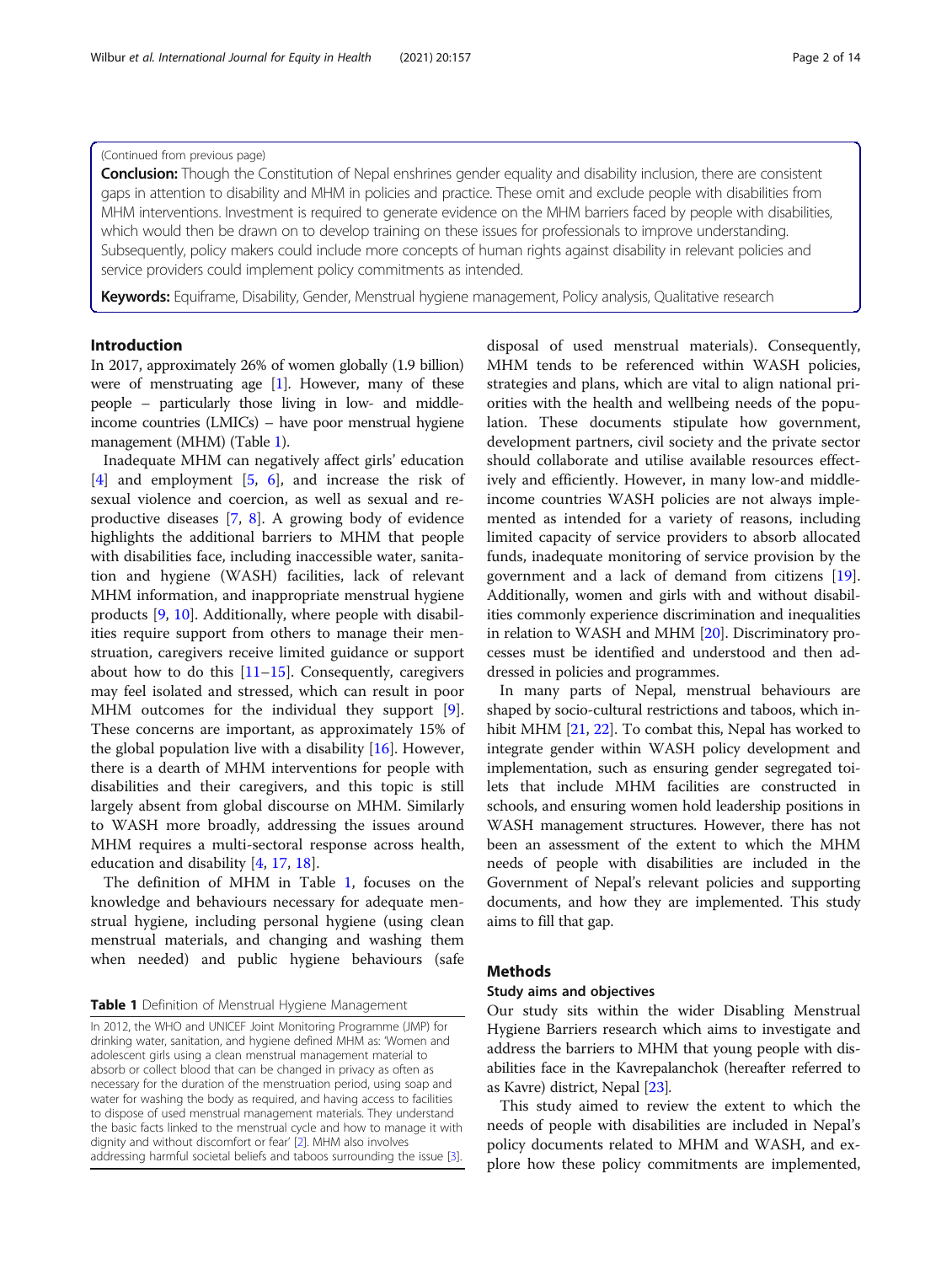(Continued from previous page)

**Conclusion:** Though the Constitution of Nepal enshrines gender equality and disability inclusion, there are consistent gaps in attention to disability and MHM in policies and practice. These omit and exclude people with disabilities from MHM interventions. Investment is required to generate evidence on the MHM barriers faced by people with disabilities, which would then be drawn on to develop training on these issues for professionals to improve understanding. Subsequently, policy makers could include more concepts of human rights against disability in relevant policies and service providers could implement policy commitments as intended.

**Keywords:** Equiframe, Disability, Gender, Menstrual hygiene management, Policy analysis, Qualitative research

## Introduction

In 2017, approximately 26% of women globally (1.9 billion) were of menstruating age [1]. However, many of these people – particularly those living in low- and middle-income countries (LMICs) – have poor menstrual hygiene management (MHM) (Table 1).

Inadequate MHM can negatively affect girls' education [4] and employment [5, 6], and increase the risk of sexual violence and coercion, as well as sexual and reproductive diseases [7, 8]. A growing body of evidence highlights the additional barriers to MHM that people with disabilities face, including inaccessible water, sanitation and hygiene (WASH) facilities, lack of relevant MHM information, and inappropriate menstrual hygiene products [9, 10]. Additionally, where people with disabilities require support from others to manage their menstruation, caregivers receive limited guidance or support about how to do this [11–15]. Consequently, caregivers may feel isolated and stressed, which can result in poor MHM outcomes for the individual they support [9]. These concerns are important, as approximately 15% of the global population live with a disability [16]. However, there is a dearth of MHM interventions for people with disabilities and their caregivers, and this topic is still largely absent from global discourse on MHM. Similarly to WASH more broadly, addressing the issues around MHM requires a multi-sectoral response across health, education and disability [4, 17, 18].

The definition of MHM in Table 1, focuses on the knowledge and behaviours necessary for adequate menstrual hygiene, including personal hygiene (using clean menstrual materials, and changing and washing them when needed) and public hygiene behaviours (safe disposal of used menstrual materials). Consequently, MHM tends to be referenced within WASH policies, strategies and plans, which are vital to align national priorities with the health and wellbeing needs of the population. These documents stipulate how government, development partners, civil society and the private sector should collaborate and utilise available resources effectively and efficiently. However, in many low-and middle-income countries WASH policies are not always implemented as intended for a variety of reasons, including limited capacity of service providers to absorb allocated funds, inadequate monitoring of service provision by the government and a lack of demand from citizens [19]. Additionally, women and girls with and without disabilities commonly experience discrimination and inequalities in relation to WASH and MHM [20]. Discriminatory processes must be identified and understood and then addressed in policies and programmes.

**Table 1** Definition of Menstrual Hygiene Management

| |
|---|
| In 2012, the WHO and UNICEF Joint Monitoring Programme (JMP) for drinking water, sanitation, and hygiene defined MHM as: 'Women and adolescent girls using a clean menstrual management material to absorb or collect blood that can be changed in privacy as often as necessary for the duration of the menstruation period, using soap and water for washing the body as required, and having access to facilities to dispose of used menstrual management materials. They understand the basic facts linked to the menstrual cycle and how to manage it with dignity and without discomfort or fear' [2]. MHM also involves addressing harmful societal beliefs and taboos surrounding the issue [3]. |

In many parts of Nepal, menstrual behaviours are shaped by socio-cultural restrictions and taboos, which inhibit MHM [21, 22]. To combat this, Nepal has worked to integrate gender within WASH policy development and implementation, such as ensuring gender segregated toilets that include MHM facilities are constructed in schools, and ensuring women hold leadership positions in WASH management structures. However, there has not been an assessment of the extent to which the MHM needs of people with disabilities are included in the Government of Nepal's relevant policies and supporting documents, and how they are implemented. This study aims to fill that gap.

## Methods

### Study aims and objectives

Our study sits within the wider Disabling Menstrual Hygiene Barriers research which aims to investigate and address the barriers to MHM that young people with disabilities face in the Kavrepalanchok (hereafter referred to as Kavre) district, Nepal [23].

This study aimed to review the extent to which the needs of people with disabilities are included in Nepal's policy documents related to MHM and WASH, and explore how these policy commitments are implemented,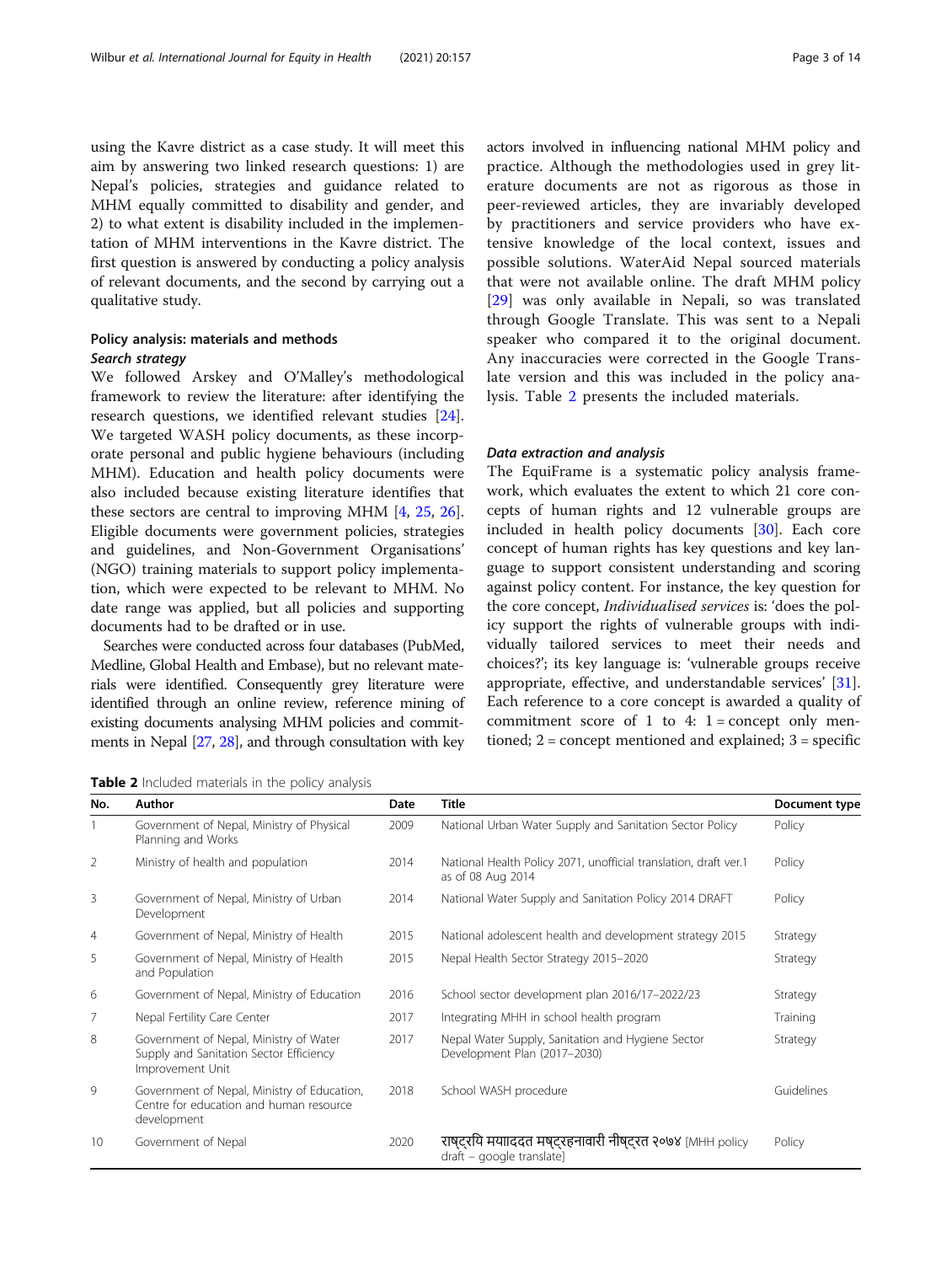using the Kavre district as a case study. It will meet this aim by answering two linked research questions: 1) are Nepal's policies, strategies and guidance related to MHM equally committed to disability and gender, and 2) to what extent is disability included in the implementation of MHM interventions in the Kavre district. The first question is answered by conducting a policy analysis of relevant documents, and the second by carrying out a qualitative study.

## Policy analysis: materials and methods

### Search strategy

We followed Arskey and O'Malley's methodological framework to review the literature: after identifying the research questions, we identified relevant studies [24]. We targeted WASH policy documents, as these incorporate personal and public hygiene behaviours (including MHM). Education and health policy documents were also included because existing literature identifies that these sectors are central to improving MHM [4, 25, 26]. Eligible documents were government policies, strategies and guidelines, and Non-Government Organisations' (NGO) training materials to support policy implementation, which were expected to be relevant to MHM. No date range was applied, but all policies and supporting documents had to be drafted or in use.

Searches were conducted across four databases (PubMed, Medline, Global Health and Embase), but no relevant materials were identified. Consequently grey literature were identified through an online review, reference mining of existing documents analysing MHM policies and commitments in Nepal [27, 28], and through consultation with key actors involved in influencing national MHM policy and practice. Although the methodologies used in grey literature documents are not as rigorous as those in peer-reviewed articles, they are invariably developed by practitioners and service providers who have extensive knowledge of the local context, issues and possible solutions. WaterAid Nepal sourced materials that were not available online. The draft MHM policy [29] was only available in Nepali, so was translated through Google Translate. This was sent to a Nepali speaker who compared it to the original document. Any inaccuracies were corrected in the Google Translate version and this was included in the policy analysis. Table 2 presents the included materials.

### Data extraction and analysis

The EquiFrame is a systematic policy analysis framework, which evaluates the extent to which 21 core concepts of human rights and 12 vulnerable groups are included in health policy documents [30]. Each core concept of human rights has key questions and key language to support consistent understanding and scoring against policy content. For instance, the key question for the core concept, *Individualised services* is: 'does the policy support the rights of vulnerable groups with individually tailored services to meet their needs and choices?'; its key language is: 'vulnerable groups receive appropriate, effective, and understandable services' [31]. Each reference to a core concept is awarded a quality of commitment score of 1 to 4: 1 = concept only mentioned; 2 = concept mentioned and explained; 3 = specific

**Table 2** Included materials in the policy analysis

| No. | Author | Date | Title | Document type |
|---|---|---|---|---|
| 1 | Government of Nepal, Ministry of Physical Planning and Works | 2009 | National Urban Water Supply and Sanitation Sector Policy | Policy |
| 2 | Ministry of health and population | 2014 | National Health Policy 2071, unofficial translation, draft ver.1 as of 08 Aug 2014 | Policy |
| 3 | Government of Nepal, Ministry of Urban Development | 2014 | National Water Supply and Sanitation Policy 2014 DRAFT | Policy |
| 4 | Government of Nepal, Ministry of Health | 2015 | National adolescent health and development strategy 2015 | Strategy |
| 5 | Government of Nepal, Ministry of Health and Population | 2015 | Nepal Health Sector Strategy 2015–2020 | Strategy |
| 6 | Government of Nepal, Ministry of Education | 2016 | School sector development plan 2016/17–2022/23 | Strategy |
| 7 | Nepal Fertility Care Center | 2017 | Integrating MHH in school health program | Training |
| 8 | Government of Nepal, Ministry of Water Supply and Sanitation Sector Efficiency Improvement Unit | 2017 | Nepal Water Supply, Sanitation and Hygiene Sector Development Plan (2017–2030) | Strategy |
| 9 | Government of Nepal, Ministry of Education, Centre for education and human resource development | 2018 | School WASH procedure | Guidelines |
| 10 | Government of Nepal | 2020 | राष्ट्रयि मयाददत मष्ट्रहनावारी नीष्ट्रत २०७४ [MHH policy draft – google translate] | Policy |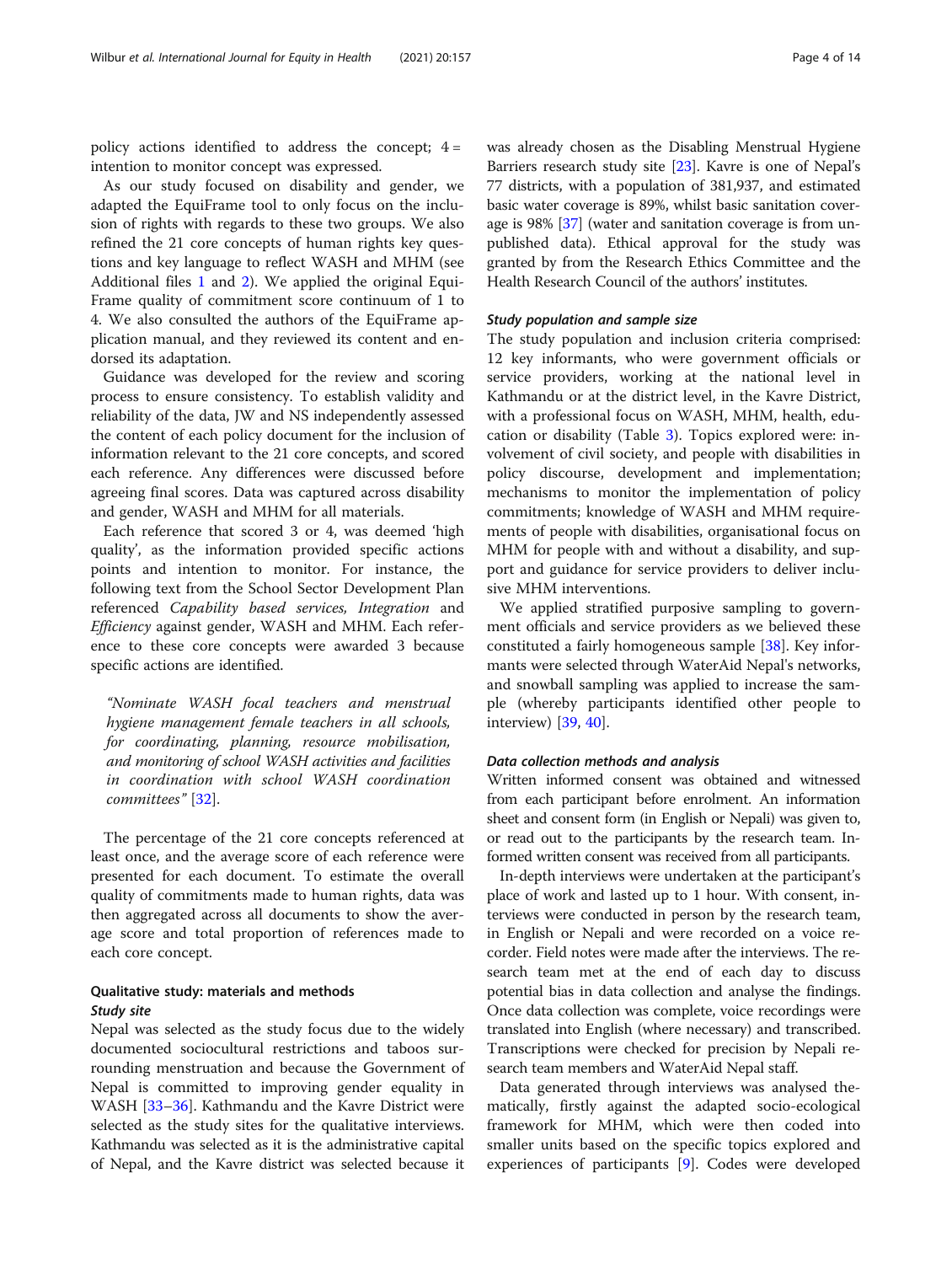policy actions identified to address the concept; 4 = intention to monitor concept was expressed.

As our study focused on disability and gender, we adapted the EquiFrame tool to only focus on the inclusion of rights with regards to these two groups. We also refined the 21 core concepts of human rights key questions and key language to reflect WASH and MHM (see Additional files 1 and 2). We applied the original EquiFrame quality of commitment score continuum of 1 to 4. We also consulted the authors of the EquiFrame application manual, and they reviewed its content and endorsed its adaptation.

Guidance was developed for the review and scoring process to ensure consistency. To establish validity and reliability of the data, JW and NS independently assessed the content of each policy document for the inclusion of information relevant to the 21 core concepts, and scored each reference. Any differences were discussed before agreeing final scores. Data was captured across disability and gender, WASH and MHM for all materials.

Each reference that scored 3 or 4, was deemed 'high quality', as the information provided specific actions points and intention to monitor. For instance, the following text from the School Sector Development Plan referenced *Capability based services*, *Integration* and *Efficiency* against gender, WASH and MHM. Each reference to these core concepts were awarded 3 because specific actions are identified.

> *"Nominate WASH focal teachers and menstrual hygiene management female teachers in all schools, for coordinating, planning, resource mobilisation, and monitoring of school WASH activities and facilities in coordination with school WASH coordination committees"* [32].

The percentage of the 21 core concepts referenced at least once, and the average score of each reference were presented for each document. To estimate the overall quality of commitments made to human rights, data was then aggregated across all documents to show the average score and total proportion of references made to each core concept.

## Qualitative study: materials and methods

### Study site

Nepal was selected as the study focus due to the widely documented sociocultural restrictions and taboos surrounding menstruation and because the Government of Nepal is committed to improving gender equality in WASH [33–36]. Kathmandu and the Kavre District were selected as the study sites for the qualitative interviews. Kathmandu was selected as it is the administrative capital of Nepal, and the Kavre district was selected because it was already chosen as the Disabling Menstrual Hygiene Barriers research study site [23]. Kavre is one of Nepal's 77 districts, with a population of 381,937, and estimated basic water coverage is 89%, whilst basic sanitation coverage is 98% [37] (water and sanitation coverage is from unpublished data). Ethical approval for the study was granted by from the Research Ethics Committee and the Health Research Council of the authors' institutes.

### Study population and sample size

The study population and inclusion criteria comprised: 12 key informants, who were government officials or service providers, working at the national level in Kathmandu or at the district level, in the Kavre District, with a professional focus on WASH, MHM, health, education or disability (Table 3). Topics explored were: involvement of civil society, and people with disabilities in policy discourse, development and implementation; mechanisms to monitor the implementation of policy commitments; knowledge of WASH and MHM requirements of people with disabilities, organisational focus on MHM for people with and without a disability, and support and guidance for service providers to deliver inclusive MHM interventions.

We applied stratified purposive sampling to government officials and service providers as we believed these constituted a fairly homogeneous sample [38]. Key informants were selected through WaterAid Nepal's networks, and snowball sampling was applied to increase the sample (whereby participants identified other people to interview) [39, 40].

### Data collection methods and analysis

Written informed consent was obtained and witnessed from each participant before enrolment. An information sheet and consent form (in English or Nepali) was given to, or read out to the participants by the research team. Informed written consent was received from all participants.

In-depth interviews were undertaken at the participant's place of work and lasted up to 1 hour. With consent, interviews were conducted in person by the research team, in English or Nepali and were recorded on a voice recorder. Field notes were made after the interviews. The research team met at the end of each day to discuss potential bias in data collection and analyse the findings. Once data collection was complete, voice recordings were translated into English (where necessary) and transcribed. Transcriptions were checked for precision by Nepali research team members and WaterAid Nepal staff.

Data generated through interviews was analysed thematically, firstly against the adapted socio-ecological framework for MHM, which were then coded into smaller units based on the specific topics explored and experiences of participants [9]. Codes were developed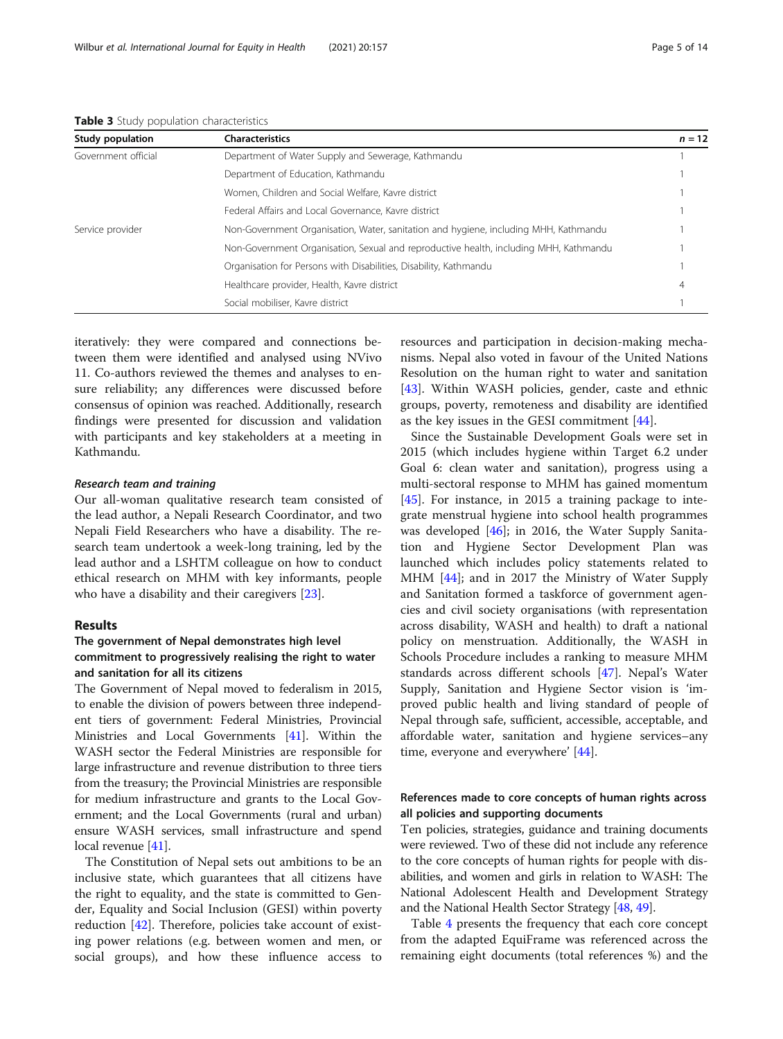**Table 3** Study population characteristics

| Study population | Characteristics | n = 12 |
|---|---|---|
| Government official | Department of Water Supply and Sewerage, Kathmandu | 1 |
| | Department of Education, Kathmandu | 1 |
| | Women, Children and Social Welfare, Kavre district | 1 |
| | Federal Affairs and Local Governance, Kavre district | 1 |
| Service provider | Non-Government Organisation, Water, sanitation and hygiene, including MHH, Kathmandu | 1 |
| | Non-Government Organisation, Sexual and reproductive health, including MHH, Kathmandu | 1 |
| | Organisation for Persons with Disabilities, Disability, Kathmandu | 1 |
| | Healthcare provider, Health, Kavre district | 4 |
| | Social mobiliser, Kavre district | 1 |

iteratively: they were compared and connections between them were identified and analysed using NVivo 11. Co-authors reviewed the themes and analyses to ensure reliability; any differences were discussed before consensus of opinion was reached. Additionally, research findings were presented for discussion and validation with participants and key stakeholders at a meeting in Kathmandu.

#### *Research team and training*

Our all-woman qualitative research team consisted of the lead author, a Nepali Research Coordinator, and two Nepali Field Researchers who have a disability. The research team undertook a week-long training, led by the lead author and a LSHTM colleague on how to conduct ethical research on MHM with key informants, people who have a disability and their caregivers [23].

## Results

### The government of Nepal demonstrates high level commitment to progressively realising the right to water and sanitation for all its citizens

The Government of Nepal moved to federalism in 2015, to enable the division of powers between three independent tiers of government: Federal Ministries, Provincial Ministries and Local Governments [41]. Within the WASH sector the Federal Ministries are responsible for large infrastructure and revenue distribution to three tiers from the treasury; the Provincial Ministries are responsible for medium infrastructure and grants to the Local Government; and the Local Governments (rural and urban) ensure WASH services, small infrastructure and spend local revenue [41].

The Constitution of Nepal sets out ambitions to be an inclusive state, which guarantees that all citizens have the right to equality, and the state is committed to Gender, Equality and Social Inclusion (GESI) within poverty reduction [42]. Therefore, policies take account of existing power relations (e.g. between women and men, or social groups), and how these influence access to resources and participation in decision-making mechanisms. Nepal also voted in favour of the United Nations Resolution on the human right to water and sanitation [43]. Within WASH policies, gender, caste and ethnic groups, poverty, remoteness and disability are identified as the key issues in the GESI commitment [44].

Since the Sustainable Development Goals were set in 2015 (which includes hygiene within Target 6.2 under Goal 6: clean water and sanitation), progress using a multi-sectoral response to MHM has gained momentum [45]. For instance, in 2015 a training package to integrate menstrual hygiene into school health programmes was developed [46]; in 2016, the Water Supply Sanitation and Hygiene Sector Development Plan was launched which includes policy statements related to MHM [44]; and in 2017 the Ministry of Water Supply and Sanitation formed a taskforce of government agencies and civil society organisations (with representation across disability, WASH and health) to draft a national policy on menstruation. Additionally, the WASH in Schools Procedure includes a ranking to measure MHM standards across different schools [47]. Nepal's Water Supply, Sanitation and Hygiene Sector vision is 'improved public health and living standard of people of Nepal through safe, sufficient, accessible, acceptable, and affordable water, sanitation and hygiene services–any time, everyone and everywhere' [44].

### References made to core concepts of human rights across all policies and supporting documents

Ten policies, strategies, guidance and training documents were reviewed. Two of these did not include any reference to the core concepts of human rights for people with disabilities, and women and girls in relation to WASH: The National Adolescent Health and Development Strategy and the National Health Sector Strategy [48, 49].

Table 4 presents the frequency that each core concept from the adapted EquiFrame was referenced across the remaining eight documents (total references %) and the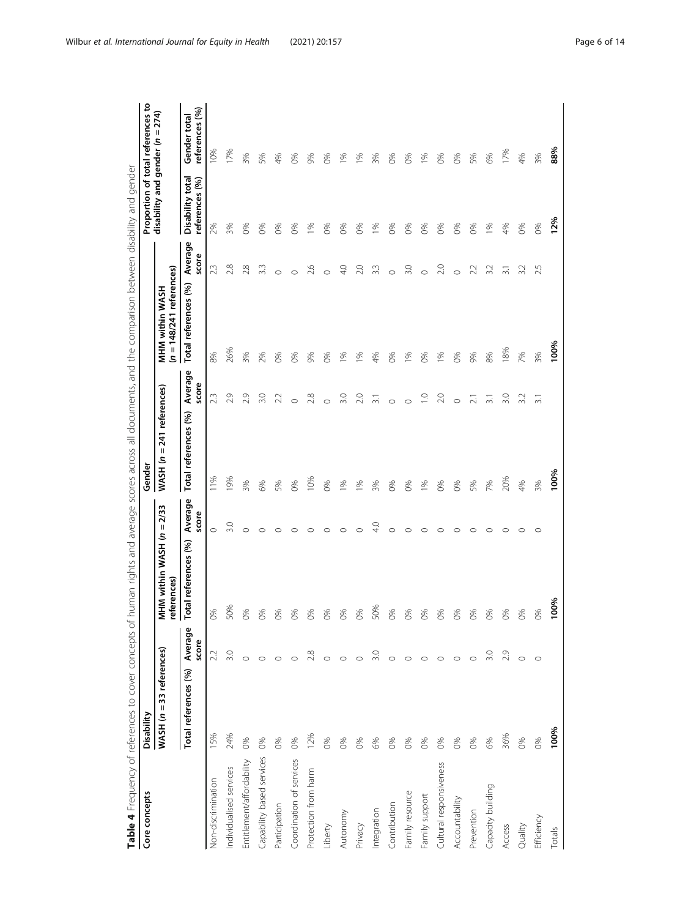**Table 4** Frequency of references to cover concepts of human rights and average scores across all documents, and the comparison between disability and gender

| Core concepts | Disability | | | | Gender | | | | Proportion of total references to disability and gender (*n* = 274) | |
|---|---|---|---|---|---|---|---|---|---|---|
| | WASH (*n* = 33 references) | | MHM within WASH (*n* = 2/33 references) | | WASH (*n* = 241 references) | | MHM within WASH (*n* = 148/241 references) | | | |
| | Total references (%) | Average score | Total references (%) | Average score | Total references (%) | Average score | Total references (%) | Average score | Disability total references (%) | Gender total references (%) |
| Non-discrimination | 15% | 2.2 | 0% | 0 | 11% | 2.3 | 8% | 2.3 | 2% | 10% |
| Individualised services | 24% | 3.0 | 50% | 3.0 | 19% | 2.9 | 26% | 2.8 | 3% | 17% |
| Entitlement/affordability | 0% | 0 | 0% | 0 | 3% | 2.9 | 3% | 2.8 | 0% | 3% |
| Capability based services | 0% | 0 | 0% | 0 | 6% | 3.0 | 2% | 3.3 | 0% | 5% |
| Participation | 0% | 0 | 0% | 0 | 5% | 2.2 | 0% | 0 | 0% | 4% |
| Coordination of services | 0% | 0 | 0% | 0 | 0% | 0 | 0% | 0 | 0% | 0% |
| Protection from harm | 12% | 2.8 | 0% | 0 | 10% | 2.8 | 9% | 2.6 | 1% | 9% |
| Liberty | 0% | 0 | 0% | 0 | 0% | 0 | 0% | 0 | 0% | 0% |
| Autonomy | 0% | 0 | 0% | 0 | 1% | 3.0 | 1% | 4.0 | 0% | 1% |
| Privacy | 0% | 0 | 0% | 0 | 1% | 2.0 | 1% | 2.0 | 0% | 1% |
| Integration | 6% | 3.0 | 50% | 4.0 | 3% | 3.1 | 4% | 3.3 | 1% | 3% |
| Contribution | 0% | 0 | 0% | 0 | 0% | 0 | 0% | 0 | 0% | 0% |
| Family resource | 0% | 0 | 0% | 0 | 0% | 0 | 1% | 3.0 | 0% | 0% |
| Family support | 0% | 0 | 0% | 0 | 1% | 1.0 | 0% | 0 | 0% | 1% |
| Cultural responsiveness | 0% | 0 | 0% | 0 | 0% | 2.0 | 1% | 2.0 | 0% | 0% |
| Accountability | 0% | 0 | 0% | 0 | 0% | 0 | 0% | 0 | 0% | 0% |
| Prevention | 0% | 0 | 0% | 0 | 5% | 2.1 | 9% | 2.2 | 0% | 5% |
| Capacity building | 6% | 3.0 | 0% | 0 | 7% | 3.1 | 8% | 3.2 | 1% | 6% |
| Access | 36% | 2.9 | 0% | 0 | 20% | 3.0 | 18% | 3.1 | 4% | 17% |
| Quality | 0% | 0 | 0% | 0 | 4% | 3.2 | 7% | 3.2 | 0% | 4% |
| Efficiency | 0% | 0 | 0% | 0 | 3% | 3.1 | 3% | 2.5 | 0% | 3% |
| Totals | **100%** | | **100%** | | **100%** | | **100%** | | **12%** | **88%** |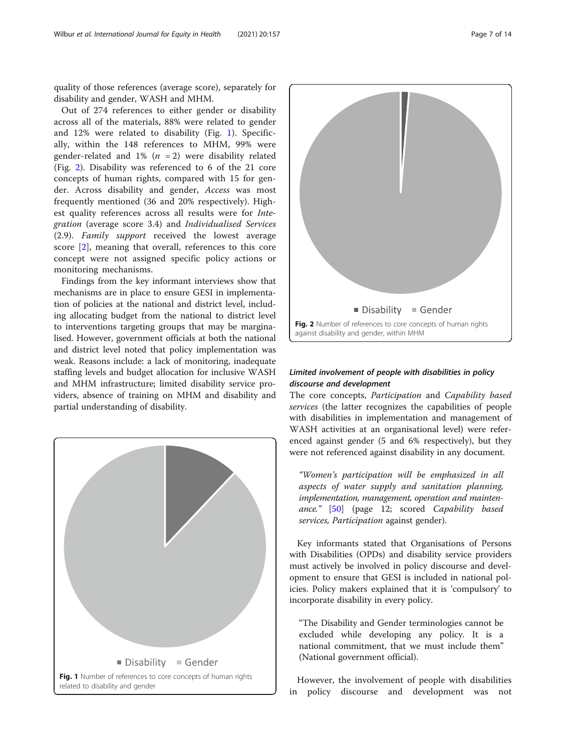quality of those references (average score), separately for disability and gender, WASH and MHM.

Out of 274 references to either gender or disability across all of the materials, 88% were related to gender and 12% were related to disability (Fig. 1). Specifically, within the 148 references to MHM, 99% were gender-related and 1% ($n$ = 2) were disability related (Fig. 2). Disability was referenced to 6 of the 21 core concepts of human rights, compared with 15 for gender. Across disability and gender, *Access* was most frequently mentioned (36 and 20% respectively). Highest quality references across all results were for *Integration* (average score 3.4) and *Individualised Services* (2.9). *Family support* received the lowest average score [2], meaning that overall, references to this core concept were not assigned specific policy actions or monitoring mechanisms.

Findings from the key informant interviews show that mechanisms are in place to ensure GESI in implementation of policies at the national and district level, including allocating budget from the national to district level to interventions targeting groups that may be marginalised. However, government officials at both the national and district level noted that policy implementation was weak. Reasons include: a lack of monitoring, inadequate staffing levels and budget allocation for inclusive WASH and MHM infrastructure; limited disability service providers, absence of training on MHM and disability and partial understanding of disability.

■ Disability ■ Gender

**Fig. 1** Number of references to core concepts of human rights related to disability and gender

■ Disability ■ Gender

**Fig. 2** Number of references to core concepts of human rights against disability and gender, within MHM

### *Limited involvement of people with disabilities in policy discourse and development*

The core concepts, *Participation* and *Capability based services* (the latter recognizes the capabilities of people with disabilities in implementation and management of WASH activities at an organisational level) were referenced against gender (5 and 6% respectively), but they were not referenced against disability in any document.

> *"Women's participation will be emphasized in all aspects of water supply and sanitation planning, implementation, management, operation and maintenance."* [50] (page 12; scored *Capability based services, Participation* against gender).

Key informants stated that Organisations of Persons with Disabilities (OPDs) and disability service providers must actively be involved in policy discourse and development to ensure that GESI is included in national policies. Policy makers explained that it is 'compulsory' to incorporate disability in every policy.

> "The Disability and Gender terminologies cannot be excluded while developing any policy. It is a national commitment, that we must include them" (National government official).

However, the involvement of people with disabilities in policy discourse and development was not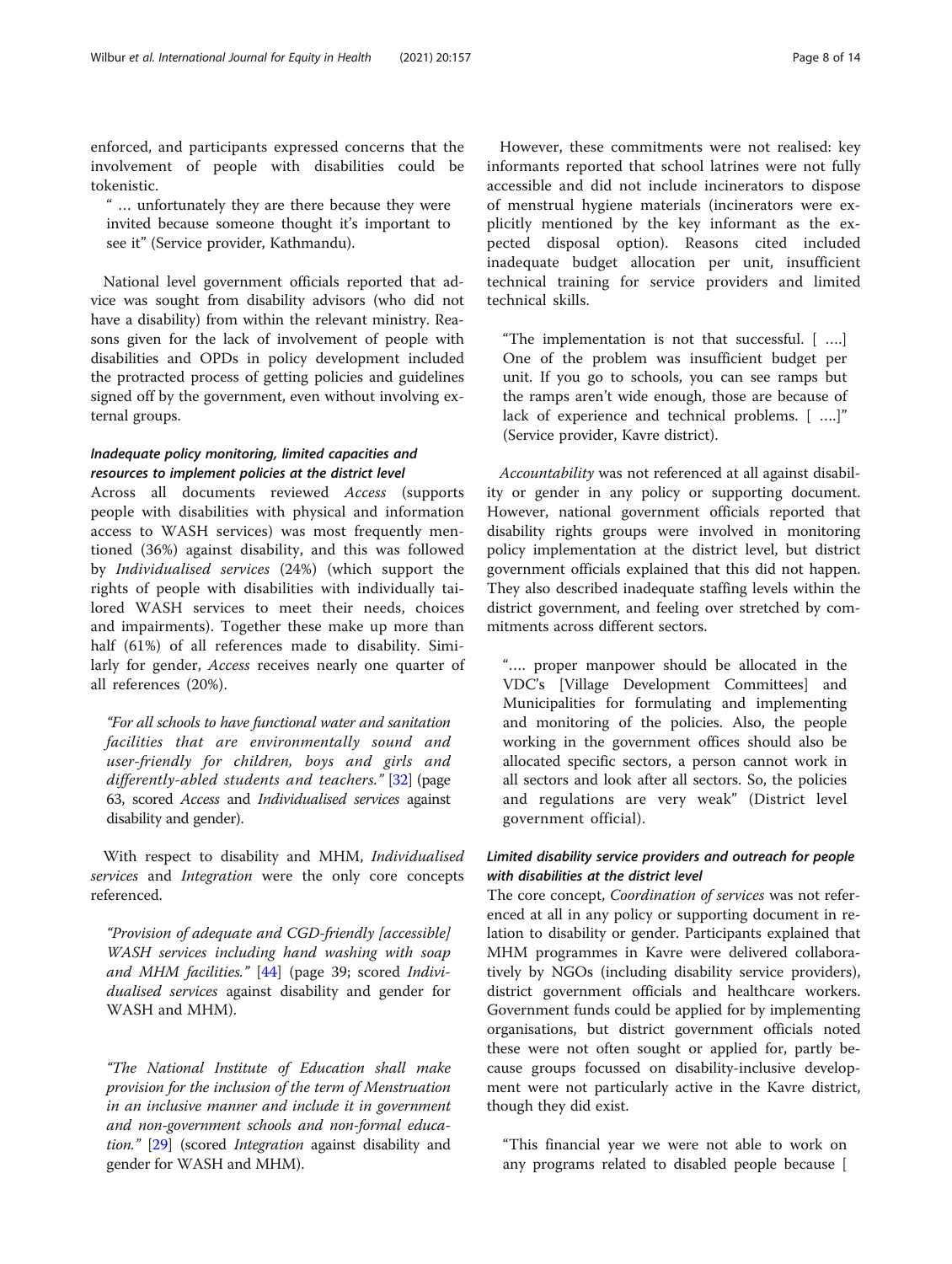enforced, and participants expressed concerns that the involvement of people with disabilities could be tokenistic.

" … unfortunately they are there because they were invited because someone thought it's important to see it" (Service provider, Kathmandu).

National level government officials reported that advice was sought from disability advisors (who did not have a disability) from within the relevant ministry. Reasons given for the lack of involvement of people with disabilities and OPDs in policy development included the protracted process of getting policies and guidelines signed off by the government, even without involving external groups.

#### *Inadequate policy monitoring, limited capacities and resources to implement policies at the district level*

Across all documents reviewed *Access* (supports people with disabilities with physical and information access to WASH services) was most frequently mentioned (36%) against disability, and this was followed by *Individualised services* (24%) (which support the rights of people with disabilities with individually tailored WASH services to meet their needs, choices and impairments). Together these make up more than half (61%) of all references made to disability. Similarly for gender, *Access* receives nearly one quarter of all references (20%).

*"For all schools to have functional water and sanitation facilities that are environmentally sound and user-friendly for children, boys and girls and differently-abled students and teachers."* [32] (page 63, scored *Access* and *Individualised services* against disability and gender).

With respect to disability and MHM, *Individualised services* and *Integration* were the only core concepts referenced.

*"Provision of adequate and CGD-friendly [accessible] WASH services including hand washing with soap and MHM facilities."* [44] (page 39; scored *Individualised services* against disability and gender for WASH and MHM).

*"The National Institute of Education shall make provision for the inclusion of the term of Menstruation in an inclusive manner and include it in government and non-government schools and non-formal education."* [29] (scored *Integration* against disability and gender for WASH and MHM).

However, these commitments were not realised: key informants reported that school latrines were not fully accessible and did not include incinerators to dispose of menstrual hygiene materials (incinerators were explicitly mentioned by the key informant as the expected disposal option). Reasons cited included inadequate budget allocation per unit, insufficient technical training for service providers and limited technical skills.

"The implementation is not that successful. [ ….] One of the problem was insufficient budget per unit. If you go to schools, you can see ramps but the ramps aren't wide enough, those are because of lack of experience and technical problems. [ ….]" (Service provider, Kavre district).

*Accountability* was not referenced at all against disability or gender in any policy or supporting document. However, national government officials reported that disability rights groups were involved in monitoring policy implementation at the district level, but district government officials explained that this did not happen. They also described inadequate staffing levels within the district government, and feeling over stretched by commitments across different sectors.

"…. proper manpower should be allocated in the VDC's [Village Development Committees] and Municipalities for formulating and implementing and monitoring of the policies. Also, the people working in the government offices should also be allocated specific sectors, a person cannot work in all sectors and look after all sectors. So, the policies and regulations are very weak" (District level government official).

#### *Limited disability service providers and outreach for people with disabilities at the district level*

The core concept, *Coordination of services* was not referenced at all in any policy or supporting document in relation to disability or gender. Participants explained that MHM programmes in Kavre were delivered collaboratively by NGOs (including disability service providers), district government officials and healthcare workers. Government funds could be applied for by implementing organisations, but district government officials noted these were not often sought or applied for, partly because groups focussed on disability-inclusive development were not particularly active in the Kavre district, though they did exist.

"This financial year we were not able to work on any programs related to disabled people because [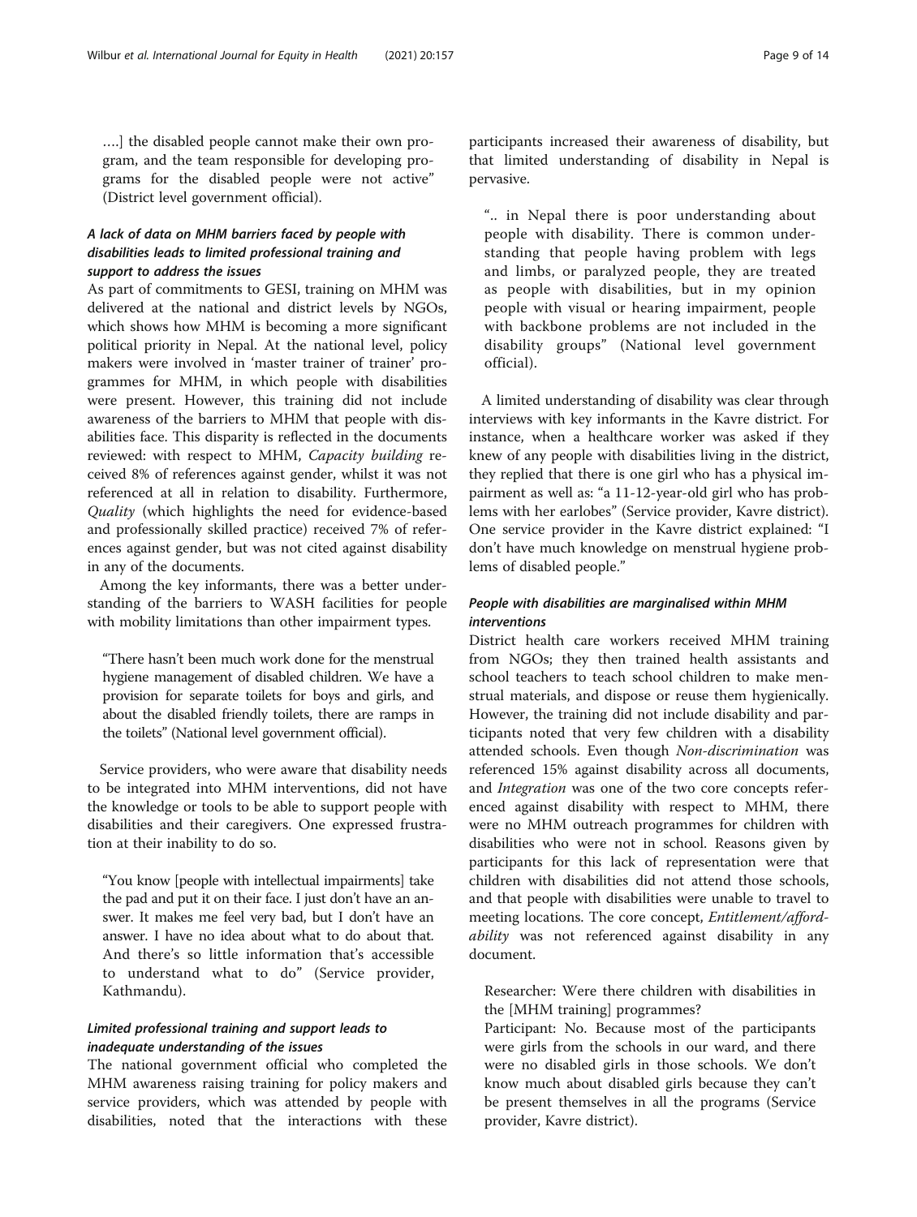….] the disabled people cannot make their own program, and the team responsible for developing programs for the disabled people were not active" (District level government official).

### *A lack of data on MHM barriers faced by people with disabilities leads to limited professional training and support to address the issues*

As part of commitments to GESI, training on MHM was delivered at the national and district levels by NGOs, which shows how MHM is becoming a more significant political priority in Nepal. At the national level, policy makers were involved in 'master trainer of trainer' programmes for MHM, in which people with disabilities were present. However, this training did not include awareness of the barriers to MHM that people with disabilities face. This disparity is reflected in the documents reviewed: with respect to MHM, *Capacity building* received 8% of references against gender, whilst it was not referenced at all in relation to disability. Furthermore, *Quality* (which highlights the need for evidence-based and professionally skilled practice) received 7% of references against gender, but was not cited against disability in any of the documents.

Among the key informants, there was a better understanding of the barriers to WASH facilities for people with mobility limitations than other impairment types.

> "There hasn't been much work done for the menstrual hygiene management of disabled children. We have a provision for separate toilets for boys and girls, and about the disabled friendly toilets, there are ramps in the toilets" (National level government official).

Service providers, who were aware that disability needs to be integrated into MHM interventions, did not have the knowledge or tools to be able to support people with disabilities and their caregivers. One expressed frustration at their inability to do so.

> "You know [people with intellectual impairments] take the pad and put it on their face. I just don't have an answer. It makes me feel very bad, but I don't have an answer. I have no idea about what to do about that. And there's so little information that's accessible to understand what to do" (Service provider, Kathmandu).

### *Limited professional training and support leads to inadequate understanding of the issues*

The national government official who completed the MHM awareness raising training for policy makers and service providers, which was attended by people with disabilities, noted that the interactions with these participants increased their awareness of disability, but that limited understanding of disability in Nepal is pervasive.

> ".. in Nepal there is poor understanding about people with disability. There is common understanding that people having problem with legs and limbs, or paralyzed people, they are treated as people with disabilities, but in my opinion people with visual or hearing impairment, people with backbone problems are not included in the disability groups" (National level government official).

A limited understanding of disability was clear through interviews with key informants in the Kavre district. For instance, when a healthcare worker was asked if they knew of any people with disabilities living in the district, they replied that there is one girl who has a physical impairment as well as: "a 11-12-year-old girl who has problems with her earlobes" (Service provider, Kavre district). One service provider in the Kavre district explained: "I don't have much knowledge on menstrual hygiene problems of disabled people."

### *People with disabilities are marginalised within MHM interventions*

District health care workers received MHM training from NGOs; they then trained health assistants and school teachers to teach school children to make menstrual materials, and dispose or reuse them hygienically. However, the training did not include disability and participants noted that very few children with a disability attended schools. Even though *Non-discrimination* was referenced 15% against disability across all documents, and *Integration* was one of the two core concepts referenced against disability with respect to MHM, there were no MHM outreach programmes for children with disabilities who were not in school. Reasons given by participants for this lack of representation were that children with disabilities did not attend those schools, and that people with disabilities were unable to travel to meeting locations. The core concept, *Entitlement/affordability* was not referenced against disability in any document.

> Researcher: Were there children with disabilities in the [MHM training] programmes?
>
> Participant: No. Because most of the participants were girls from the schools in our ward, and there were no disabled girls in those schools. We don't know much about disabled girls because they can't be present themselves in all the programs (Service provider, Kavre district).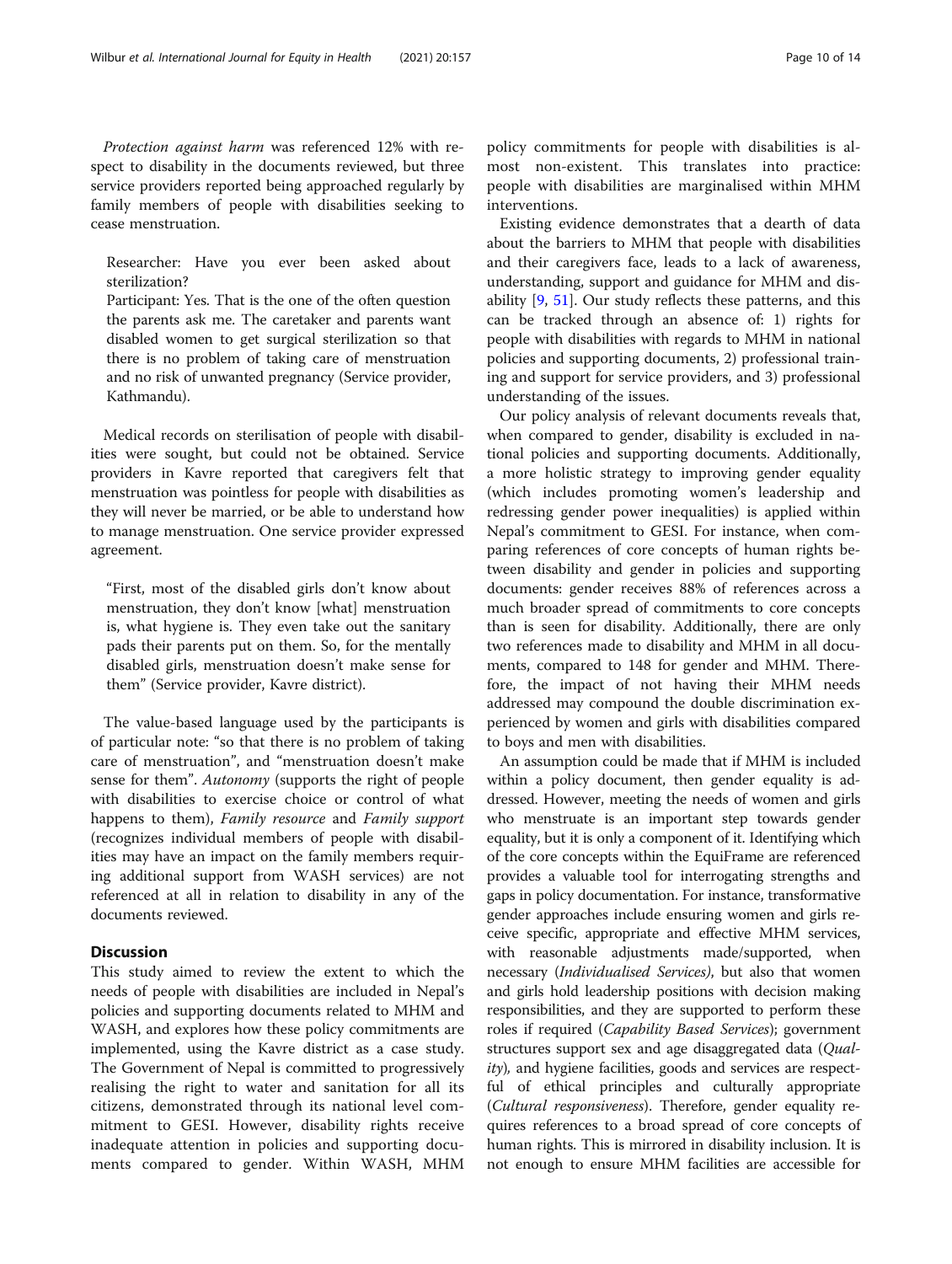*Protection against harm* was referenced 12% with respect to disability in the documents reviewed, but three service providers reported being approached regularly by family members of people with disabilities seeking to cease menstruation.

> Researcher: Have you ever been asked about sterilization?
> Participant: Yes. That is the one of the often question the parents ask me. The caretaker and parents want disabled women to get surgical sterilization so that there is no problem of taking care of menstruation and no risk of unwanted pregnancy (Service provider, Kathmandu).

Medical records on sterilisation of people with disabilities were sought, but could not be obtained. Service providers in Kavre reported that caregivers felt that menstruation was pointless for people with disabilities as they will never be married, or be able to understand how to manage menstruation. One service provider expressed agreement.

> "First, most of the disabled girls don't know about menstruation, they don't know [what] menstruation is, what hygiene is. They even take out the sanitary pads their parents put on them. So, for the mentally disabled girls, menstruation doesn't make sense for them" (Service provider, Kavre district).

The value-based language used by the participants is of particular note: "so that there is no problem of taking care of menstruation", and "menstruation doesn't make sense for them". *Autonomy* (supports the right of people with disabilities to exercise choice or control of what happens to them), *Family resource* and *Family support* (recognizes individual members of people with disabilities may have an impact on the family members requiring additional support from WASH services) are not referenced at all in relation to disability in any of the documents reviewed.

## Discussion

This study aimed to review the extent to which the needs of people with disabilities are included in Nepal's policies and supporting documents related to MHM and WASH, and explores how these policy commitments are implemented, using the Kavre district as a case study. The Government of Nepal is committed to progressively realising the right to water and sanitation for all its citizens, demonstrated through its national level commitment to GESI. However, disability rights receive inadequate attention in policies and supporting documents compared to gender. Within WASH, MHM policy commitments for people with disabilities is almost non-existent. This translates into practice: people with disabilities are marginalised within MHM interventions.

Existing evidence demonstrates that a dearth of data about the barriers to MHM that people with disabilities and their caregivers face, leads to a lack of awareness, understanding, support and guidance for MHM and disability [9, 51]. Our study reflects these patterns, and this can be tracked through an absence of: 1) rights for people with disabilities with regards to MHM in national policies and supporting documents, 2) professional training and support for service providers, and 3) professional understanding of the issues.

Our policy analysis of relevant documents reveals that, when compared to gender, disability is excluded in national policies and supporting documents. Additionally, a more holistic strategy to improving gender equality (which includes promoting women's leadership and redressing gender power inequalities) is applied within Nepal's commitment to GESI. For instance, when comparing references of core concepts of human rights between disability and gender in policies and supporting documents: gender receives 88% of references across a much broader spread of commitments to core concepts than is seen for disability. Additionally, there are only two references made to disability and MHM in all documents, compared to 148 for gender and MHM. Therefore, the impact of not having their MHM needs addressed may compound the double discrimination experienced by women and girls with disabilities compared to boys and men with disabilities.

An assumption could be made that if MHM is included within a policy document, then gender equality is addressed. However, meeting the needs of women and girls who menstruate is an important step towards gender equality, but it is only a component of it. Identifying which of the core concepts within the EquiFrame are referenced provides a valuable tool for interrogating strengths and gaps in policy documentation. For instance, transformative gender approaches include ensuring women and girls receive specific, appropriate and effective MHM services, with reasonable adjustments made/supported, when necessary (*Individualised Services)*, but also that women and girls hold leadership positions with decision making responsibilities, and they are supported to perform these roles if required (*Capability Based Services*); government structures support sex and age disaggregated data (*Quality*), and hygiene facilities, goods and services are respectful of ethical principles and culturally appropriate (*Cultural responsiveness*). Therefore, gender equality requires references to a broad spread of core concepts of human rights. This is mirrored in disability inclusion. It is not enough to ensure MHM facilities are accessible for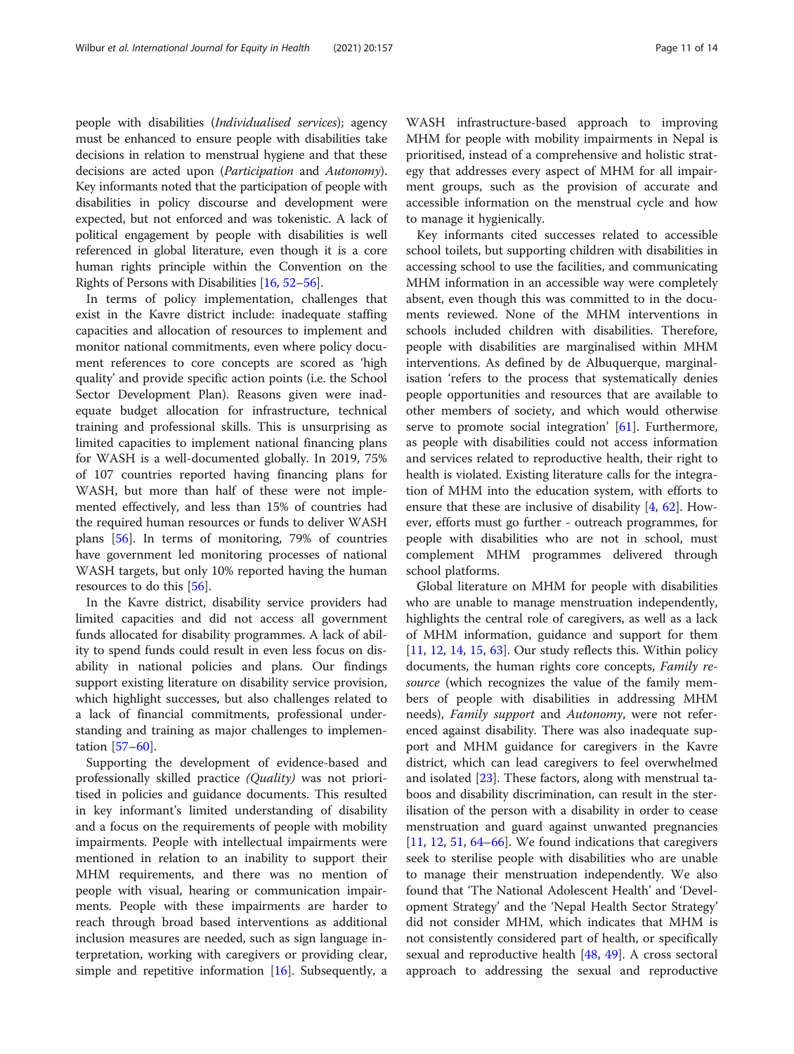people with disabilities (*Individualised services*); agency must be enhanced to ensure people with disabilities take decisions in relation to menstrual hygiene and that these decisions are acted upon (*Participation* and *Autonomy*). Key informants noted that the participation of people with disabilities in policy discourse and development were expected, but not enforced and was tokenistic. A lack of political engagement by people with disabilities is well referenced in global literature, even though it is a core human rights principle within the Convention on the Rights of Persons with Disabilities [16, 52–56].

In terms of policy implementation, challenges that exist in the Kavre district include: inadequate staffing capacities and allocation of resources to implement and monitor national commitments, even where policy document references to core concepts are scored as 'high quality' and provide specific action points (i.e. the School Sector Development Plan). Reasons given were inadequate budget allocation for infrastructure, technical training and professional skills. This is unsurprising as limited capacities to implement national financing plans for WASH is a well-documented globally. In 2019, 75% of 107 countries reported having financing plans for WASH, but more than half of these were not implemented effectively, and less than 15% of countries had the required human resources or funds to deliver WASH plans [56]. In terms of monitoring, 79% of countries have government led monitoring processes of national WASH targets, but only 10% reported having the human resources to do this [56].

In the Kavre district, disability service providers had limited capacities and did not access all government funds allocated for disability programmes. A lack of ability to spend funds could result in even less focus on disability in national policies and plans. Our findings support existing literature on disability service provision, which highlight successes, but also challenges related to a lack of financial commitments, professional understanding and training as major challenges to implementation [57–60].

Supporting the development of evidence-based and professionally skilled practice *(Quality)* was not prioritised in policies and guidance documents. This resulted in key informant's limited understanding of disability and a focus on the requirements of people with mobility impairments. People with intellectual impairments were mentioned in relation to an inability to support their MHM requirements, and there was no mention of people with visual, hearing or communication impairments. People with these impairments are harder to reach through broad based interventions as additional inclusion measures are needed, such as sign language interpretation, working with caregivers or providing clear, simple and repetitive information [16]. Subsequently, a WASH infrastructure-based approach to improving MHM for people with mobility impairments in Nepal is prioritised, instead of a comprehensive and holistic strategy that addresses every aspect of MHM for all impairment groups, such as the provision of accurate and accessible information on the menstrual cycle and how to manage it hygienically.

Key informants cited successes related to accessible school toilets, but supporting children with disabilities in accessing school to use the facilities, and communicating MHM information in an accessible way were completely absent, even though this was committed to in the documents reviewed. None of the MHM interventions in schools included children with disabilities. Therefore, people with disabilities are marginalised within MHM interventions. As defined by de Albuquerque, marginalisation 'refers to the process that systematically denies people opportunities and resources that are available to other members of society, and which would otherwise serve to promote social integration' [61]. Furthermore, as people with disabilities could not access information and services related to reproductive health, their right to health is violated. Existing literature calls for the integration of MHM into the education system, with efforts to ensure that these are inclusive of disability [4, 62]. However, efforts must go further - outreach programmes, for people with disabilities who are not in school, must complement MHM programmes delivered through school platforms.

Global literature on MHM for people with disabilities who are unable to manage menstruation independently, highlights the central role of caregivers, as well as a lack of MHM information, guidance and support for them [11, 12, 14, 15, 63]. Our study reflects this. Within policy documents, the human rights core concepts, *Family resource* (which recognizes the value of the family members of people with disabilities in addressing MHM needs), *Family support* and *Autonomy*, were not referenced against disability. There was also inadequate support and MHM guidance for caregivers in the Kavre district, which can lead caregivers to feel overwhelmed and isolated [23]. These factors, along with menstrual taboos and disability discrimination, can result in the sterilisation of the person with a disability in order to cease menstruation and guard against unwanted pregnancies [11, 12, 51, 64–66]. We found indications that caregivers seek to sterilise people with disabilities who are unable to manage their menstruation independently. We also found that 'The National Adolescent Health' and 'Development Strategy' and the 'Nepal Health Sector Strategy' did not consider MHM, which indicates that MHM is not consistently considered part of health, or specifically sexual and reproductive health [48, 49]. A cross sectoral approach to addressing the sexual and reproductive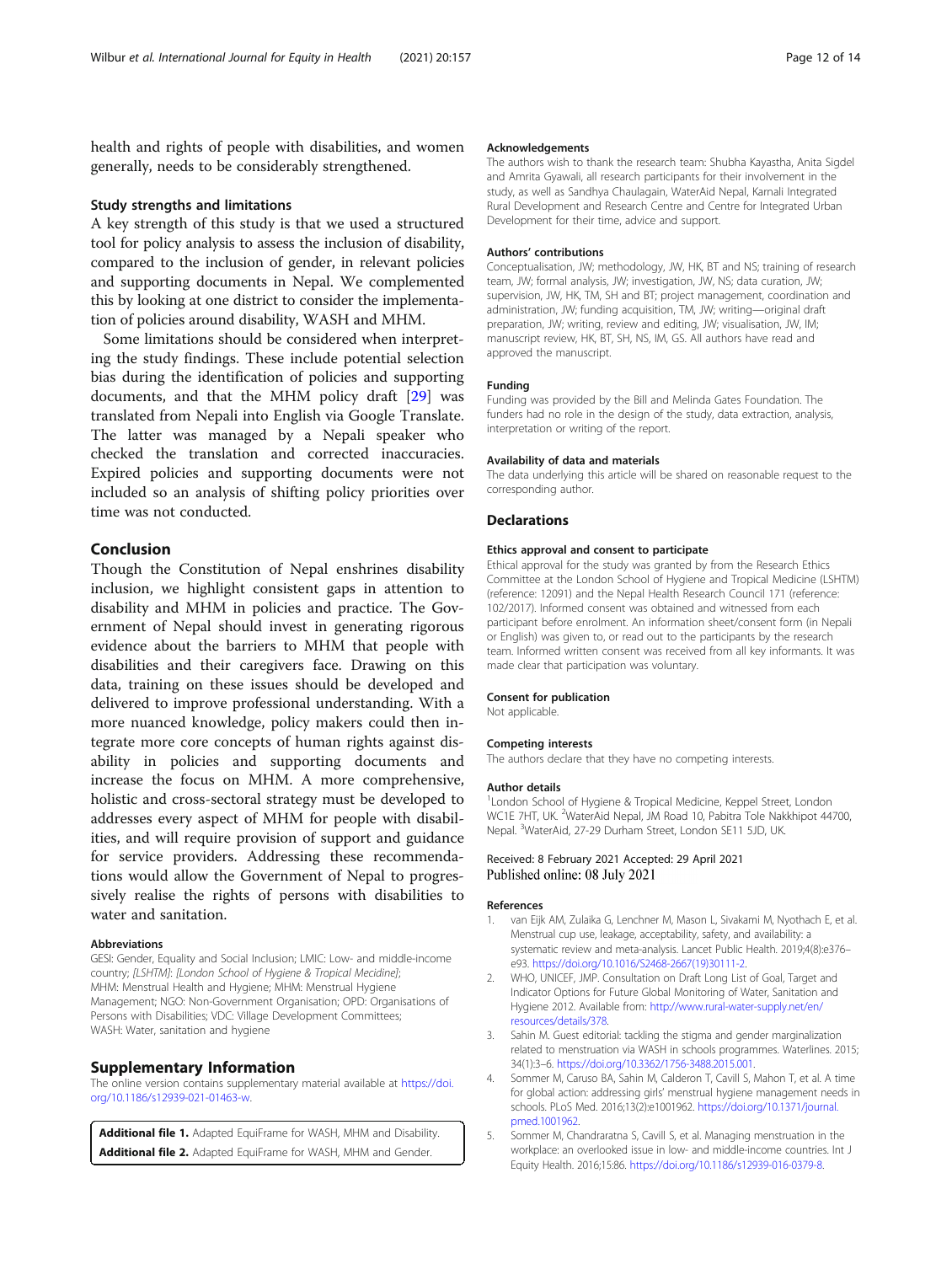health and rights of people with disabilities, and women generally, needs to be considerably strengthened.

### Study strengths and limitations

A key strength of this study is that we used a structured tool for policy analysis to assess the inclusion of disability, compared to the inclusion of gender, in relevant policies and supporting documents in Nepal. We complemented this by looking at one district to consider the implementation of policies around disability, WASH and MHM.

Some limitations should be considered when interpreting the study findings. These include potential selection bias during the identification of policies and supporting documents, and that the MHM policy draft [29] was translated from Nepali into English via Google Translate. The latter was managed by a Nepali speaker who checked the translation and corrected inaccuracies. Expired policies and supporting documents were not included so an analysis of shifting policy priorities over time was not conducted.

## Conclusion

Though the Constitution of Nepal enshrines disability inclusion, we highlight consistent gaps in attention to disability and MHM in policies and practice. The Government of Nepal should invest in generating rigorous evidence about the barriers to MHM that people with disabilities and their caregivers face. Drawing on this data, training on these issues should be developed and delivered to improve professional understanding. With a more nuanced knowledge, policy makers could then integrate more core concepts of human rights against disability in policies and supporting documents and increase the focus on MHM. A more comprehensive, holistic and cross-sectoral strategy must be developed to addresses every aspect of MHM for people with disabilities, and will require provision of support and guidance for service providers. Addressing these recommendations would allow the Government of Nepal to progressively realise the rights of persons with disabilities to water and sanitation.

#### Abbreviations

GESI: Gender, Equality and Social Inclusion; LMIC: Low- and middle-income country; *[LSHTM]: [London School of Hygiene & Tropical Mecidine]*; MHM: Menstrual Health and Hygiene; MHM: Menstrual Hygiene Management; NGO: Non-Government Organisation; OPD: Organisations of Persons with Disabilities; VDC: Village Development Committees; WASH: Water, sanitation and hygiene

## Supplementary Information

The online version contains supplementary material available at https://doi.org/10.1186/s12939-021-01463-w.

**Additional file 1.** Adapted EquiFrame for WASH, MHM and Disability.
**Additional file 2.** Adapted EquiFrame for WASH, MHM and Gender.

#### Acknowledgements

The authors wish to thank the research team: Shubha Kayastha, Anita Sigdel and Amrita Gyawali, all research participants for their involvement in the study, as well as Sandhya Chaulagain, WaterAid Nepal, Karnali Integrated Rural Development and Research Centre and Centre for Integrated Urban Development for their time, advice and support.

#### Authors' contributions

Conceptualisation, JW; methodology, JW, HK, BT and NS; training of research team, JW; formal analysis, JW; investigation, JW, NS; data curation, JW; supervision, JW, HK, TM, SH and BT; project management, coordination and administration, JW; funding acquisition, TM, JW; writing—original draft preparation, JW; writing, review and editing, JW; visualisation, JW, IM; manuscript review, HK, BT, SH, NS, IM, GS. All authors have read and approved the manuscript.

#### Funding

Funding was provided by the Bill and Melinda Gates Foundation. The funders had no role in the design of the study, data extraction, analysis, interpretation or writing of the report.

#### Availability of data and materials

The data underlying this article will be shared on reasonable request to the corresponding author.

## Declarations

#### Ethics approval and consent to participate

Ethical approval for the study was granted by from the Research Ethics Committee at the London School of Hygiene and Tropical Medicine (LSHTM) (reference: 12091) and the Nepal Health Research Council 171 (reference: 102/2017). Informed consent was obtained and witnessed from each participant before enrolment. An information sheet/consent form (in Nepali or English) was given to, or read out to the participants by the research team. Informed written consent was received from all key informants. It was made clear that participation was voluntary.

#### Consent for publication

Not applicable.

#### Competing interests

The authors declare that they have no competing interests.

#### Author details

[1]London School of Hygiene & Tropical Medicine, Keppel Street, London WC1E 7HT, UK. [2]WaterAid Nepal, JM Road 10, Pabitra Tole Nakkhipot 44700, Nepal. [3]WaterAid, 27-29 Durham Street, London SE11 5JD, UK.

Received: 8 February 2021 Accepted: 29 April 2021
Published online: 08 July 2021

#### References

1. van Eijk AM, Zulaika G, Lenchner M, Mason L, Sivakami M, Nyothach E, et al. Menstrual cup use, leakage, acceptability, safety, and availability: a systematic review and meta-analysis. Lancet Public Health. 2019;4(8):e376–e93. https://doi.org/10.1016/S2468-2667(19)30111-2.
2. WHO, UNICEF, JMP. Consultation on Draft Long List of Goal, Target and Indicator Options for Future Global Monitoring of Water, Sanitation and Hygiene 2012. Available from: http://www.rural-water-supply.net/en/resources/details/378.
3. Sahin M. Guest editorial: tackling the stigma and gender marginalization related to menstruation via WASH in schools programmes. Waterlines. 2015; 34(1):3–6. https://doi.org/10.3362/1756-3488.2015.001.
4. Sommer M, Caruso BA, Sahin M, Calderon T, Cavill S, Mahon T, et al. A time for global action: addressing girls' menstrual hygiene management needs in schools. PLoS Med. 2016;13(2):e1001962. https://doi.org/10.1371/journal.pmed.1001962.
5. Sommer M, Chandraratna S, Cavill S, et al. Managing menstruation in the workplace: an overlooked issue in low- and middle-income countries. Int J Equity Health. 2016;15:86. https://doi.org/10.1186/s12939-016-0379-8.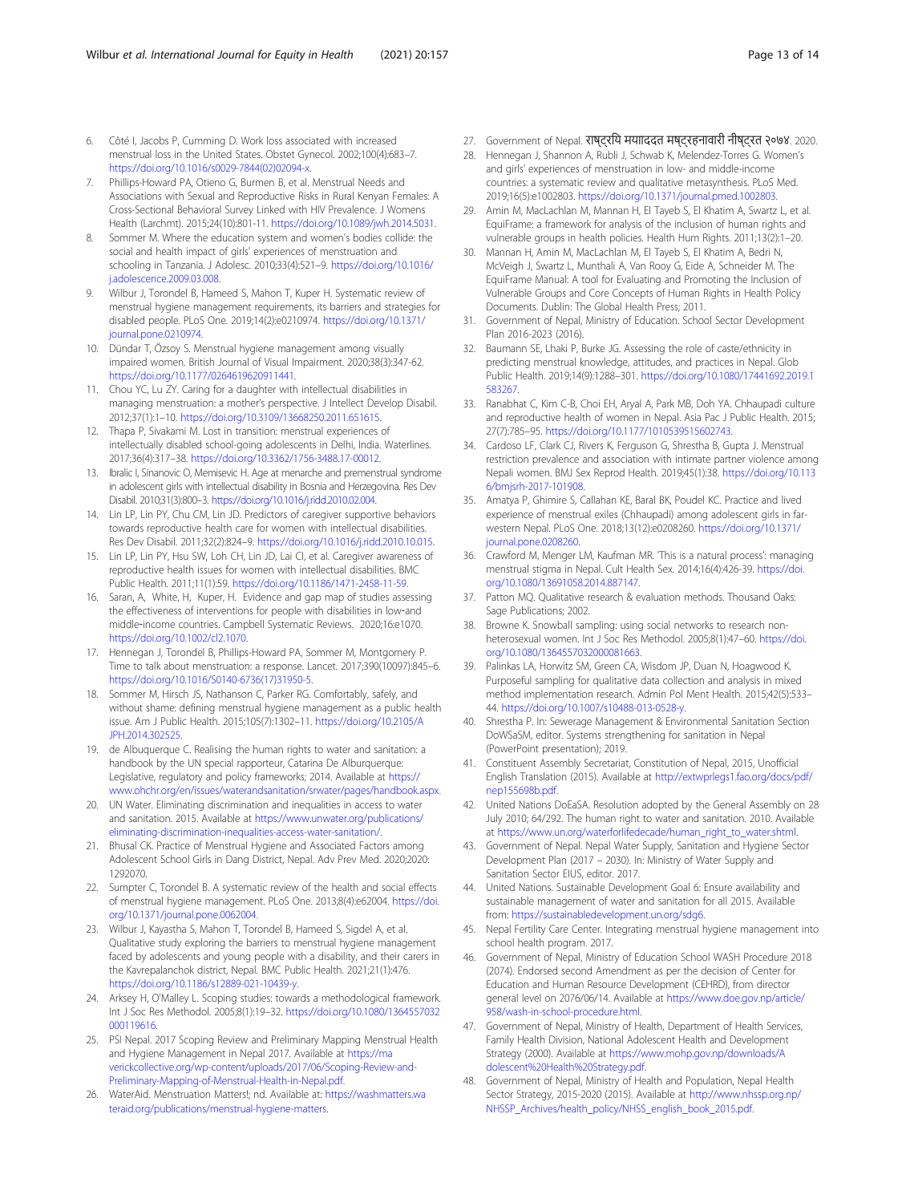6. Côté I, Jacobs P, Cumming D. Work loss associated with increased menstrual loss in the United States. Obstet Gynecol. 2002;100(4):683–7. https://doi.org/10.1016/s0029-7844(02)02094-x.
7. Phillips-Howard PA, Otieno G, Burmen B, et al. Menstrual Needs and Associations with Sexual and Reproductive Risks in Rural Kenyan Females: A Cross-Sectional Behavioral Survey Linked with HIV Prevalence. J Womens Health (Larchmt). 2015;24(10):801-11. https://doi.org/10.1089/jwh.2014.5031.
8. Sommer M. Where the education system and women's bodies collide: the social and health impact of girls' experiences of menstruation and schooling in Tanzania. J Adolesc. 2010;33(4):521–9. https://doi.org/10.1016/j.adolescence.2009.03.008.
9. Wilbur J, Torondel B, Hameed S, Mahon T, Kuper H. Systematic review of menstrual hygiene management requirements, its barriers and strategies for disabled people. PLoS One. 2019;14(2):e0210974. https://doi.org/10.1371/journal.pone.0210974.
10. Dündar T, Özsoy S. Menstrual hygiene management among visually impaired women. British Journal of Visual Impairment. 2020;38(3):347-62. https://doi.org/10.1177/0264619620911441.
11. Chou YC, Lu ZY. Caring for a daughter with intellectual disabilities in managing menstruation: a mother's perspective. J Intellect Develop Disabil. 2012;37(1):1–10. https://doi.org/10.3109/13668250.2011.651615.
12. Thapa P, Sivakami M. Lost in transition: menstrual experiences of intellectually disabled school-going adolescents in Delhi, India. Waterlines. 2017;36(4):317–38. https://doi.org/10.3362/1756-3488.17-00012.
13. Ibralic I, Sinanovic O, Memisevic H. Age at menarche and premenstrual syndrome in adolescent girls with intellectual disability in Bosnia and Herzegovina. Res Dev Disabil. 2010;31(3):800–3. https://doi.org/10.1016/j.ridd.2010.02.004.
14. Lin LP, Lin PY, Chu CM, Lin JD. Predictors of caregiver supportive behaviors towards reproductive health care for women with intellectual disabilities. Res Dev Disabil. 2011;32(2):824–9. https://doi.org/10.1016/j.ridd.2010.10.015.
15. Lin LP, Lin PY, Hsu SW, Loh CH, Lin JD, Lai CI, et al. Caregiver awareness of reproductive health issues for women with intellectual disabilities. BMC Public Health. 2011;11(1):59. https://doi.org/10.1186/1471-2458-11-59.
16. Saran, A, White, H, Kuper, H. Evidence and gap map of studies assessing the effectiveness of interventions for people with disabilities in low-and middle-income countries. Campbell Systematic Reviews. 2020;16:e1070. https://doi.org/10.1002/cl2.1070.
17. Hennegan J, Torondel B, Phillips-Howard PA, Sommer M, Montgomery P. Time to talk about menstruation: a response. Lancet. 2017;390(10097):845–6. https://doi.org/10.1016/S0140-6736(17)31950-5.
18. Sommer M, Hirsch JS, Nathanson C, Parker RG. Comfortably, safely, and without shame: defining menstrual hygiene management as a public health issue. Am J Public Health. 2015;105(7):1302–11. https://doi.org/10.2105/AJPH.2014.302525.
19. de Albuquerque C. Realising the human rights to water and sanitation: a handbook by the UN special rapporteur, Catarina De Alburquerque: Legislative, regulatory and policy frameworks; 2014. Available at https://www.ohchr.org/en/issues/waterandsanitation/srwater/pages/handbook.aspx.
20. UN Water. Eliminating discrimination and inequalities in access to water and sanitation. 2015. Available at https://www.unwater.org/publications/eliminating-discrimination-inequalities-access-water-sanitation/.
21. Bhusal CK. Practice of Menstrual Hygiene and Associated Factors among Adolescent School Girls in Dang District, Nepal. Adv Prev Med. 2020;2020:1292070.
22. Sumpter C, Torondel B. A systematic review of the health and social effects of menstrual hygiene management. PLoS One. 2013;8(4):e62004. https://doi.org/10.1371/journal.pone.0062004.
23. Wilbur J, Kayastha S, Mahon T, Torondel B, Hameed S, Sigdel A, et al. Qualitative study exploring the barriers to menstrual hygiene management faced by adolescents and young people with a disability, and their carers in the Kavrepalanchok district, Nepal. BMC Public Health. 2021;21(1):476. https://doi.org/10.1186/s12889-021-10439-y.
24. Arksey H, O'Malley L. Scoping studies: towards a methodological framework. Int J Soc Res Methodol. 2005;8(1):19–32. https://doi.org/10.1080/1364557032000119616.
25. PSI Nepal. 2017 Scoping Review and Preliminary Mapping Menstrual Health and Hygiene Management in Nepal 2017. Available at https://maverickcollective.org/wp-content/uploads/2017/06/Scoping-Review-and-Preliminary-Mapping-of-Menstrual-Health-in-Nepal.pdf.
26. WaterAid. Menstruation Matters!; nd. Available at: https://washmatters.wateraid.org/publications/menstrual-hygiene-matters.
27. Government of Nepal. राष्ट्रयि मयाादत मष्ट्रहनावारी नीष्ट्रत २०७४. 2020.
28. Hennegan J, Shannon A, Rubli J, Schwab K, Melendez-Torres G. Women's and girls' experiences of menstruation in low- and middle-income countries: a systematic review and qualitative metasynthesis. PLoS Med. 2019;16(5):e1002803. https://doi.org/10.1371/journal.pmed.1002803.
29. Amin M, MacLachlan M, Mannan H, El Tayeb S, El Khatim A, Swartz L, et al. EquiFrame: a framework for analysis of the inclusion of human rights and vulnerable groups in health policies. Health Hum Rights. 2011;13(2):1–20.
30. Mannan H, Amin M, MacLachlan M, El Tayeb S, El Khatim A, Bedri N, McVeigh J, Swartz L, Munthali A, Van Rooy G, Eide A, Schneider M. The EquiFrame Manual: A tool for Evaluating and Promoting the Inclusion of Vulnerable Groups and Core Concepts of Human Rights in Health Policy Documents. Dublin: The Global Health Press; 2011.
31. Government of Nepal, Ministry of Education. School Sector Development Plan 2016-2023 (2016).
32. Baumann SE, Lhaki P, Burke JG. Assessing the role of caste/ethnicity in predicting menstrual knowledge, attitudes, and practices in Nepal. Glob Public Health. 2019;14(9):1288–301. https://doi.org/10.1080/17441692.2019.1583267.
33. Ranabhat C, Kim C-B, Choi EH, Aryal A, Park MB, Doh YA. Chhaupadi culture and reproductive health of women in Nepal. Asia Pac J Public Health. 2015;27(7):785–95. https://doi.org/10.1177/1010539515602743.
34. Cardoso LF, Clark CJ, Rivers K, Ferguson G, Shrestha B, Gupta J. Menstrual restriction prevalence and association with intimate partner violence among Nepali women. BMJ Sex Reprod Health. 2019;45(1):38. https://doi.org/10.1136/bmjsrh-2017-101908.
35. Amatya P, Ghimire S, Callahan KE, Baral BK, Poudel KC. Practice and lived experience of menstrual exiles (Chhaupadi) among adolescent girls in far-western Nepal. PLoS One. 2018;13(12):e0208260. https://doi.org/10.1371/journal.pone.0208260.
36. Crawford M, Menger LM, Kaufman MR. 'This is a natural process': managing menstrual stigma in Nepal. Cult Health Sex. 2014;16(4):426-39. https://doi.org/10.1080/13691058.2014.887147.
37. Patton MQ. Qualitative research & evaluation methods. Thousand Oaks: Sage Publications; 2002.
38. Browne K. Snowball sampling: using social networks to research non-heterosexual women. Int J Soc Res Methodol. 2005;8(1):47–60. https://doi.org/10.1080/1364557032000081663.
39. Palinkas LA, Horwitz SM, Green CA, Wisdom JP, Duan N, Hoagwood K. Purposeful sampling for qualitative data collection and analysis in mixed method implementation research. Admin Pol Ment Health. 2015;42(5):533–44. https://doi.org/10.1007/s10488-013-0528-y.
40. Shrestha P. In: Sewerage Management & Environmental Sanitation Section DoWSaSM, editor. Systems strengthening for sanitation in Nepal (PowerPoint presentation); 2019.
41. Constituent Assembly Secretariat, Constitution of Nepal, 2015, Unofficial English Translation (2015). Available at http://extwprlegs1.fao.org/docs/pdf/nep155698b.pdf.
42. United Nations DoEaSA. Resolution adopted by the General Assembly on 28 July 2010; 64/292. The human right to water and sanitation. 2010. Available at https://www.un.org/waterforlifedecade/human_right_to_water.shtml.
43. Government of Nepal. Nepal Water Supply, Sanitation and Hygiene Sector Development Plan (2017 – 2030). In: Ministry of Water Supply and Sanitation Sector EIUS, editor. 2017.
44. United Nations. Sustainable Development Goal 6: Ensure availability and sustainable management of water and sanitation for all 2015. Available from: https://sustainabledevelopment.un.org/sdg6.
45. Nepal Fertility Care Center. Integrating menstrual hygiene management into school health program. 2017.
46. Government of Nepal, Ministry of Education School WASH Procedure 2018 (2074). Endorsed second Amendment as per the decision of Center for Education and Human Resource Development (CEHRD), from director general level on 2076/06/14. Available at https://www.doe.gov.np/article/958/wash-in-school-procedure.html.
47. Government of Nepal, Ministry of Health, Department of Health Services, Family Health Division, National Adolescent Health and Development Strategy (2000). Available at https://www.mohp.gov.np/downloads/Adolescent%20Health%20Strategy.pdf.
48. Government of Nepal, Ministry of Health and Population, Nepal Health Sector Strategy, 2015-2020 (2015). Available at http://www.nhssp.org.np/NHSSP_Archives/health_policy/NHSS_english_book_2015.pdf.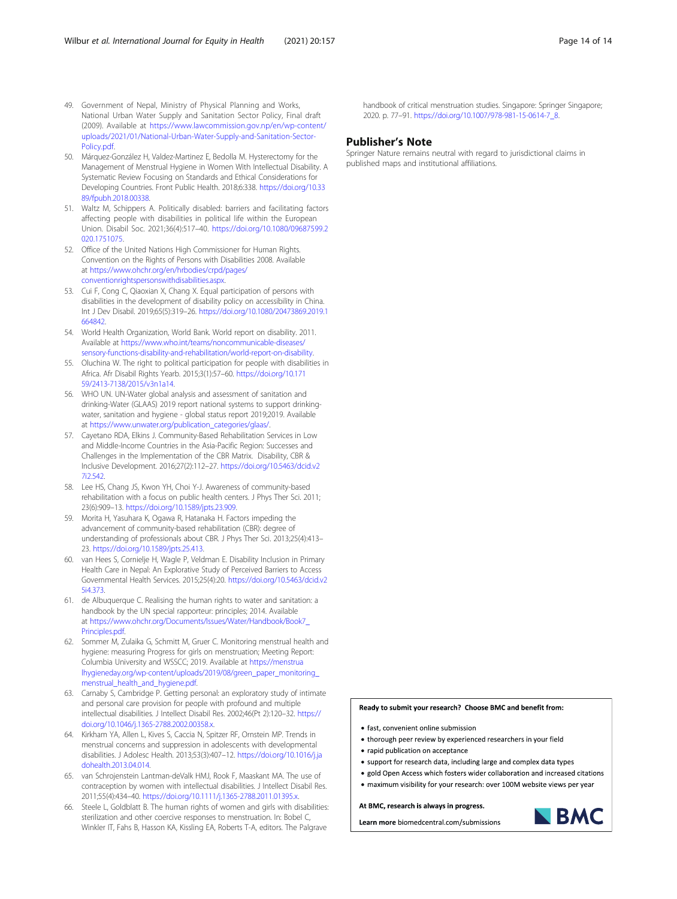49. Government of Nepal, Ministry of Physical Planning and Works, National Urban Water Supply and Sanitation Sector Policy, Final draft (2009). Available at https://www.lawcommission.gov.np/en/wp-content/uploads/2021/01/National-Urban-Water-Supply-and-Sanitation-Sector-Policy.pdf.
50. Márquez-González H, Valdez-Martinez E, Bedolla M. Hysterectomy for the Management of Menstrual Hygiene in Women With Intellectual Disability. A Systematic Review Focusing on Standards and Ethical Considerations for Developing Countries. Front Public Health. 2018;6:338. https://doi.org/10.3389/fpubh.2018.00338.
51. Waltz M, Schippers A. Politically disabled: barriers and facilitating factors affecting people with disabilities in political life within the European Union. Disabil Soc. 2021;36(4):517–40. https://doi.org/10.1080/09687599.2020.1751075.
52. Office of the United Nations High Commissioner for Human Rights. Convention on the Rights of Persons with Disabilities 2008. Available at https://www.ohchr.org/en/hrbodies/crpd/pages/conventionrightspersonswithdisabilities.aspx.
53. Cui F, Cong C, Qiaoxian X, Chang X. Equal participation of persons with disabilities in the development of disability policy on accessibility in China. Int J Dev Disabil. 2019;65(5):319–26. https://doi.org/10.1080/20473869.2019.1664842.
54. World Health Organization, World Bank. World report on disability. 2011. Available at https://www.who.int/teams/noncommunicable-diseases/sensory-functions-disability-and-rehabilitation/world-report-on-disability.
55. Oluchina W. The right to political participation for people with disabilities in Africa. Afr Disabil Rights Yearb. 2015;3(1):57–60. https://doi.org/10.17159/2413-7138/2015/v3n1a14.
56. WHO UN. UN-Water global analysis and assessment of sanitation and drinking-Water (GLAAS) 2019 report national systems to support drinking-water, sanitation and hygiene - global status report 2019;2019. Available at https://www.unwater.org/publication_categories/glaas/.
57. Cayetano RDA, Elkins J. Community-Based Rehabilitation Services in Low and Middle-Income Countries in the Asia-Pacific Region: Successes and Challenges in the Implementation of the CBR Matrix. Disability, CBR & Inclusive Development. 2016;27(2):112–27. https://doi.org/10.5463/dcid.v27i2.542.
58. Lee HS, Chang JS, Kwon YH, Choi Y-J. Awareness of community-based rehabilitation with a focus on public health centers. J Phys Ther Sci. 2011;23(6):909–13. https://doi.org/10.1589/jpts.23.909.
59. Morita H, Yasuhara K, Ogawa R, Hatanaka H. Factors impeding the advancement of community-based rehabilitation (CBR): degree of understanding of professionals about CBR. J Phys Ther Sci. 2013;25(4):413–23. https://doi.org/10.1589/jpts.25.413.
60. van Hees S, Cornielje H, Wagle P, Veldman E. Disability Inclusion in Primary Health Care in Nepal: An Explorative Study of Perceived Barriers to Access Governmental Health Services. 2015;25(4):20. https://doi.org/10.5463/dcid.v25i4.373.
61. de Albuquerque C. Realising the human rights to water and sanitation: a handbook by the UN special rapporteur: principles; 2014. Available at https://www.ohchr.org/Documents/Issues/Water/Handbook/Book7_Principles.pdf.
62. Sommer M, Zulaika G, Schmitt M, Gruer C. Monitoring menstrual health and hygiene: measuring Progress for girls on menstruation; Meeting Report: Columbia University and WSSCC; 2019. Available at https://menstrualhygieneday.org/wp-content/uploads/2019/08/green_paper_monitoring_menstrual_health_and_hygiene.pdf.
63. Carnaby S, Cambridge P. Getting personal: an exploratory study of intimate and personal care provision for people with profound and multiple intellectual disabilities. J Intellect Disabil Res. 2002;46(Pt 2):120–32. https://doi.org/10.1046/j.1365-2788.2002.00358.x.
64. Kirkham YA, Allen L, Kives S, Caccia N, Spitzer RF, Ornstein MP. Trends in menstrual concerns and suppression in adolescents with developmental disabilities. J Adolesc Health. 2013;53(3):407–12. https://doi.org/10.1016/j.jadohealth.2013.04.014.
65. van Schrojenstein Lantman-deValk HMJ, Rook F, Maaskant MA. The use of contraception by women with intellectual disabilities. J Intellect Disabil Res. 2011;55(4):434–40. https://doi.org/10.1111/j.1365-2788.2011.01395.x.
66. Steele L, Goldblatt B. The human rights of women and girls with disabilities: sterilization and other coercive responses to menstruation. In: Bobel C, Winkler IT, Fahs B, Hasson KA, Kissling EA, Roberts T-A, editors. The Palgrave handbook of critical menstruation studies. Singapore: Springer Singapore; 2020. p. 77–91. https://doi.org/10.1007/978-981-15-0614-7_8.

## Publisher's Note

Springer Nature remains neutral with regard to jurisdictional claims in published maps and institutional affiliations.

**Ready to submit your research? Choose BMC and benefit from:**

- fast, convenient online submission
- thorough peer review by experienced researchers in your field
- rapid publication on acceptance
- support for research data, including large and complex data types
- gold Open Access which fosters wider collaboration and increased citations
- maximum visibility for your research: over 100M website views per year

**At BMC, research is always in progress.**

**Learn more** biomedcentral.com/submissions

BMC